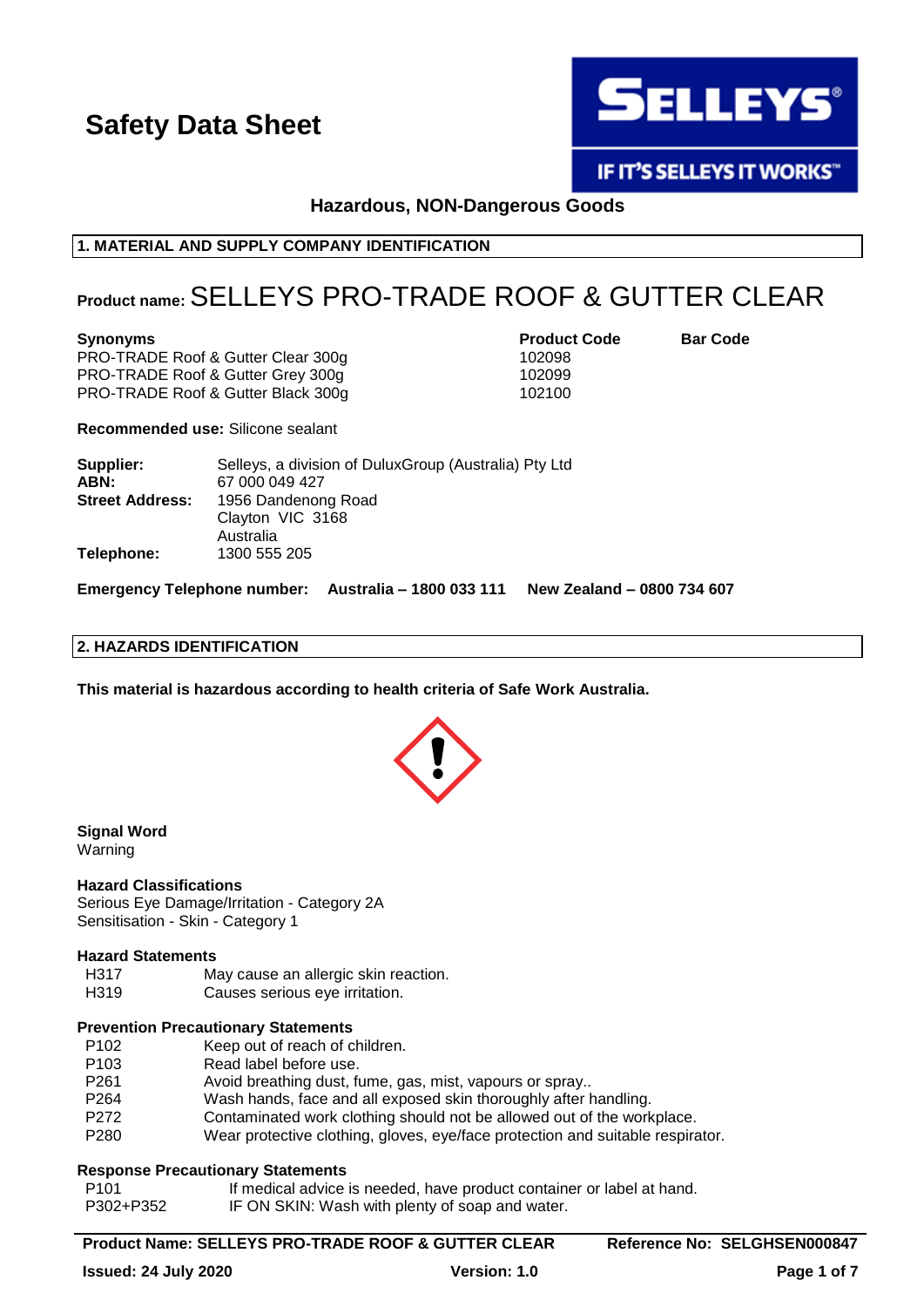# Safety Data Sheet

SELLEYS®

IF IT'S SELLEYS IT WORKS™

**Hazardous, NON-Dangerous Goods**

## 1. MATERIAL AND SUPPLY COMPANY IDENTIFICATION

**Product name:** SELLEYS PRO-TRADE ROOF & GUTTER CLEAR

| Synonyms | Product Code | Bar Code |
| --- | --- | --- |
| PRO-TRADE Roof & Gutter Clear 300g | 102098 | |
| PRO-TRADE Roof & Gutter Grey 300g | 102099 | |
| PRO-TRADE Roof & Gutter Black 300g | 102100 | |

**Recommended use:** Silicone sealant

| | |
| --- | --- |
| **Supplier:** | Selleys, a division of DuluxGroup (Australia) Pty Ltd |
| **ABN:** | 67 000 049 427 |
| **Street Address:** | 1956 Dandenong Road<br>Clayton VIC 3168<br>Australia |
| **Telephone:** | 1300 555 205 |

**Emergency Telephone number: Australia – 1800 033 111 New Zealand – 0800 734 607**

## 2. HAZARDS IDENTIFICATION

**This material is hazardous according to health criteria of Safe Work Australia.**

**Signal Word**
Warning

**Hazard Classifications**
Serious Eye Damage/Irritation - Category 2A
Sensitisation - Skin - Category 1

**Hazard Statements**

| | |
| --- | --- |
| H317 | May cause an allergic skin reaction. |
| H319 | Causes serious eye irritation. |

**Prevention Precautionary Statements**

| | |
| --- | --- |
| P102 | Keep out of reach of children. |
| P103 | Read label before use. |
| P261 | Avoid breathing dust, fume, gas, mist, vapours or spray.. |
| P264 | Wash hands, face and all exposed skin thoroughly after handling. |
| P272 | Contaminated work clothing should not be allowed out of the workplace. |
| P280 | Wear protective clothing, gloves, eye/face protection and suitable respirator. |

**Response Precautionary Statements**

| | |
| --- | --- |
| P101 | If medical advice is needed, have product container or label at hand. |
| P302+P352 | IF ON SKIN: Wash with plenty of soap and water. |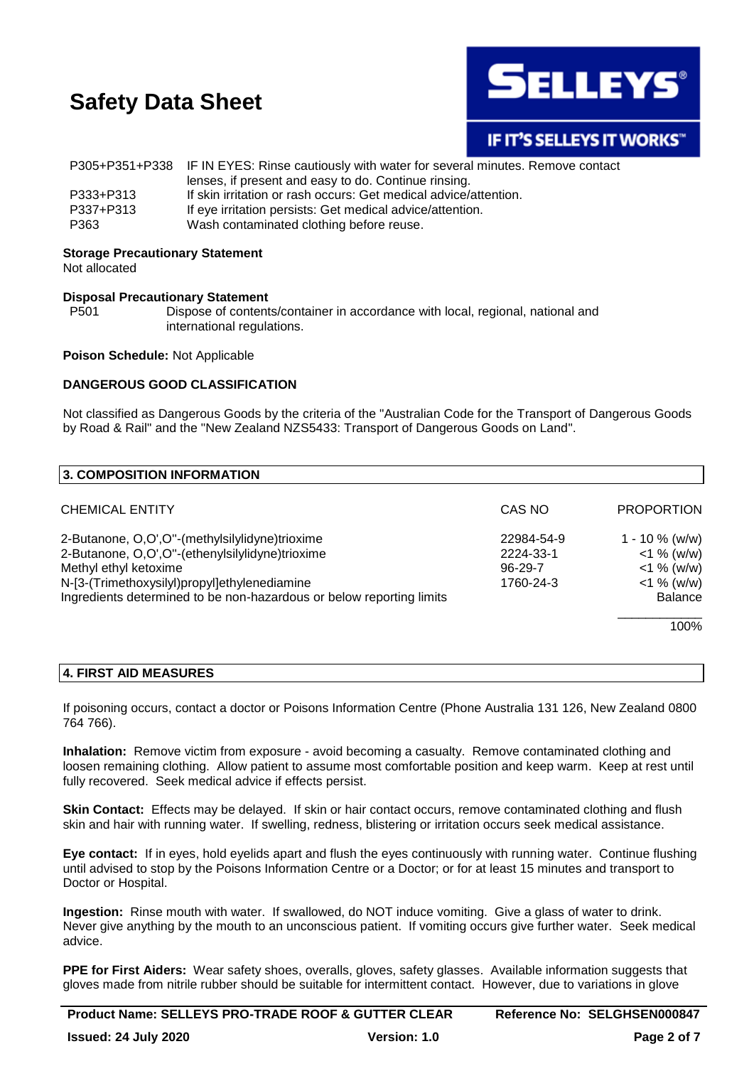| | |
|---|---|
| P305+P351+P338 | IF IN EYES: Rinse cautiously with water for several minutes. Remove contact lenses, if present and easy to do. Continue rinsing. |
| P333+P313 | If skin irritation or rash occurs: Get medical advice/attention. |
| P337+P313 | If eye irritation persists: Get medical advice/attention. |
| P363 | Wash contaminated clothing before reuse. |

**Storage Precautionary Statement**
Not allocated

**Disposal Precautionary Statement**

| | |
|---|---|
| P501 | Dispose of contents/container in accordance with local, regional, national and international regulations. |

**Poison Schedule:** Not Applicable

**DANGEROUS GOOD CLASSIFICATION**

Not classified as Dangerous Goods by the criteria of the "Australian Code for the Transport of Dangerous Goods by Road & Rail" and the "New Zealand NZS5433: Transport of Dangerous Goods on Land".

## 3. COMPOSITION INFORMATION

| CHEMICAL ENTITY | CAS NO | PROPORTION |
|---|---|---|
| 2-Butanone, O,O',O''-(methylsilylidyne)trioxime | 22984-54-9 | 1 - 10 % (w/w) |
| 2-Butanone, O,O',O''-(ethenylsilylidyne)trioxime | 2224-33-1 | <1 % (w/w) |
| Methyl ethyl ketoxime | 96-29-7 | <1 % (w/w) |
| N-[3-(Trimethoxysilyl)propyl]ethylenediamine | 1760-24-3 | <1 % (w/w) |
| Ingredients determined to be non-hazardous or below reporting limits | | Balance |
| | | 100% |

## 4. FIRST AID MEASURES

If poisoning occurs, contact a doctor or Poisons Information Centre (Phone Australia 131 126, New Zealand 0800 764 766).

**Inhalation:** Remove victim from exposure - avoid becoming a casualty. Remove contaminated clothing and loosen remaining clothing. Allow patient to assume most comfortable position and keep warm. Keep at rest until fully recovered. Seek medical advice if effects persist.

**Skin Contact:** Effects may be delayed. If skin or hair contact occurs, remove contaminated clothing and flush skin and hair with running water. If swelling, redness, blistering or irritation occurs seek medical assistance.

**Eye contact:** If in eyes, hold eyelids apart and flush the eyes continuously with running water. Continue flushing until advised to stop by the Poisons Information Centre or a Doctor; or for at least 15 minutes and transport to Doctor or Hospital.

**Ingestion:** Rinse mouth with water. If swallowed, do NOT induce vomiting. Give a glass of water to drink. Never give anything by the mouth to an unconscious patient. If vomiting occurs give further water. Seek medical advice.

**PPE for First Aiders:** Wear safety shoes, overalls, gloves, safety glasses. Available information suggests that gloves made from nitrile rubber should be suitable for intermittent contact. However, due to variations in glove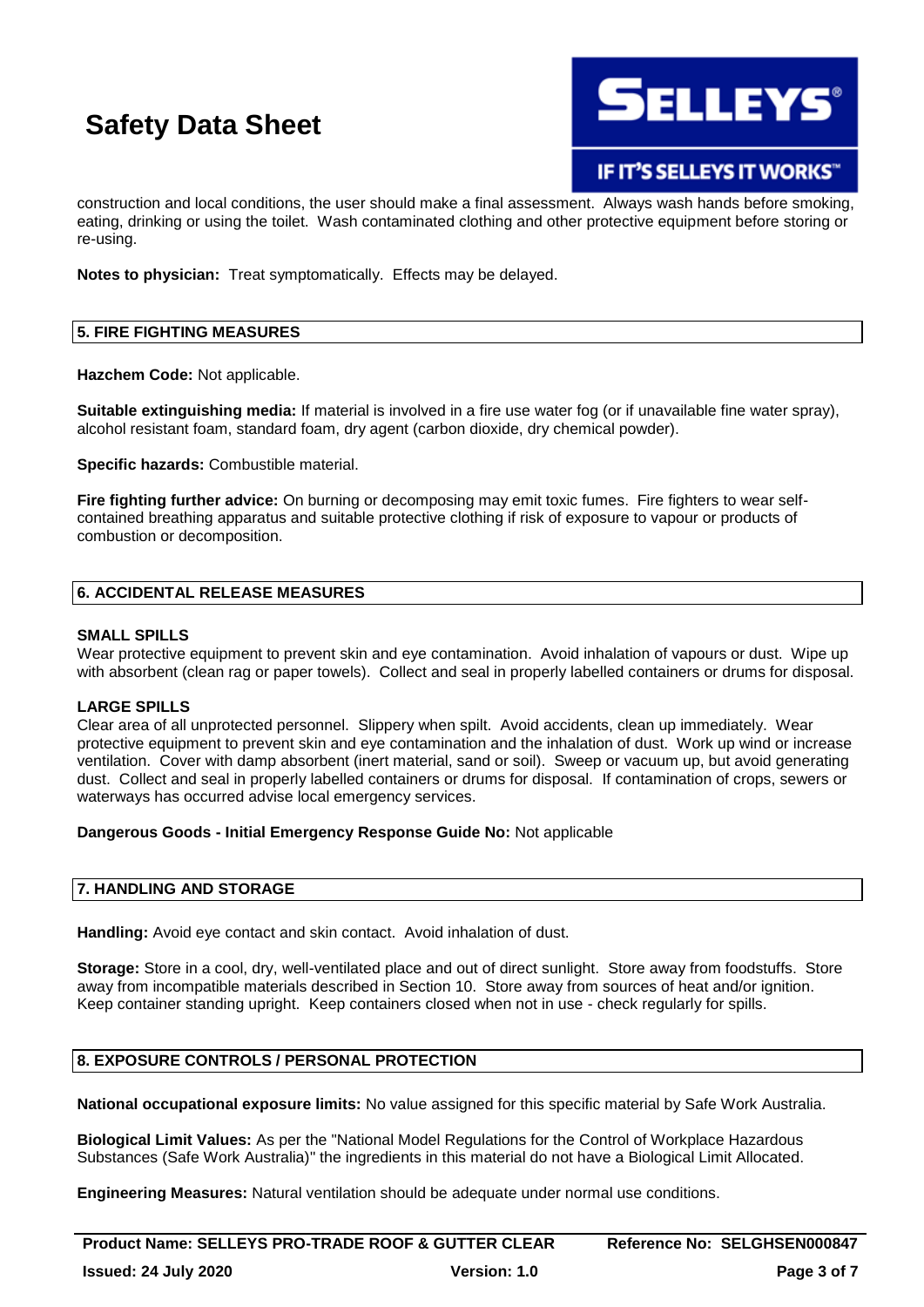construction and local conditions, the user should make a final assessment. Always wash hands before smoking, eating, drinking or using the toilet. Wash contaminated clothing and other protective equipment before storing or re-using.

**Notes to physician:** Treat symptomatically. Effects may be delayed.

## 5. FIRE FIGHTING MEASURES

**Hazchem Code:** Not applicable.

**Suitable extinguishing media:** If material is involved in a fire use water fog (or if unavailable fine water spray), alcohol resistant foam, standard foam, dry agent (carbon dioxide, dry chemical powder).

**Specific hazards:** Combustible material.

**Fire fighting further advice:** On burning or decomposing may emit toxic fumes. Fire fighters to wear self-contained breathing apparatus and suitable protective clothing if risk of exposure to vapour or products of combustion or decomposition.

## 6. ACCIDENTAL RELEASE MEASURES

**SMALL SPILLS**
Wear protective equipment to prevent skin and eye contamination. Avoid inhalation of vapours or dust. Wipe up with absorbent (clean rag or paper towels). Collect and seal in properly labelled containers or drums for disposal.

**LARGE SPILLS**
Clear area of all unprotected personnel. Slippery when spilt. Avoid accidents, clean up immediately. Wear protective equipment to prevent skin and eye contamination and the inhalation of dust. Work up wind or increase ventilation. Cover with damp absorbent (inert material, sand or soil). Sweep or vacuum up, but avoid generating dust. Collect and seal in properly labelled containers or drums for disposal. If contamination of crops, sewers or waterways has occurred advise local emergency services.

**Dangerous Goods - Initial Emergency Response Guide No:** Not applicable

## 7. HANDLING AND STORAGE

**Handling:** Avoid eye contact and skin contact. Avoid inhalation of dust.

**Storage:** Store in a cool, dry, well-ventilated place and out of direct sunlight. Store away from foodstuffs. Store away from incompatible materials described in Section 10. Store away from sources of heat and/or ignition. Keep container standing upright. Keep containers closed when not in use - check regularly for spills.

## 8. EXPOSURE CONTROLS / PERSONAL PROTECTION

**National occupational exposure limits:** No value assigned for this specific material by Safe Work Australia.

**Biological Limit Values:** As per the "National Model Regulations for the Control of Workplace Hazardous Substances (Safe Work Australia)" the ingredients in this material do not have a Biological Limit Allocated.

**Engineering Measures:** Natural ventilation should be adequate under normal use conditions.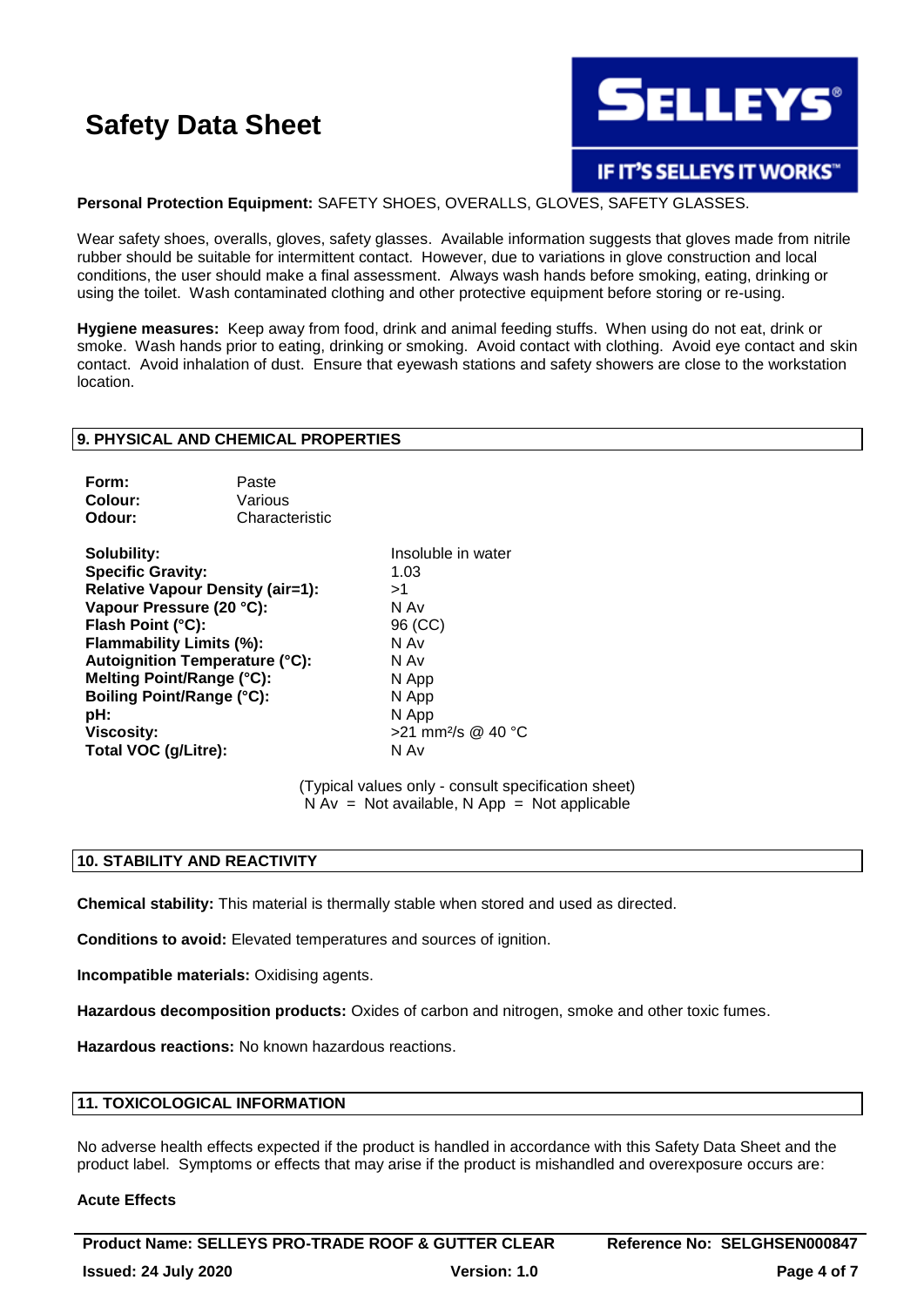**Personal Protection Equipment:** SAFETY SHOES, OVERALLS, GLOVES, SAFETY GLASSES.

Wear safety shoes, overalls, gloves, safety glasses. Available information suggests that gloves made from nitrile rubber should be suitable for intermittent contact. However, due to variations in glove construction and local conditions, the user should make a final assessment. Always wash hands before smoking, eating, drinking or using the toilet. Wash contaminated clothing and other protective equipment before storing or re-using.

**Hygiene measures:** Keep away from food, drink and animal feeding stuffs. When using do not eat, drink or smoke. Wash hands prior to eating, drinking or smoking. Avoid contact with clothing. Avoid eye contact and skin contact. Avoid inhalation of dust. Ensure that eyewash stations and safety showers are close to the workstation location.

## 9. PHYSICAL AND CHEMICAL PROPERTIES

| | |
|---|---|
| **Form:** | Paste |
| **Colour:** | Various |
| **Odour:** | Characteristic |

| | |
|---|---|
| **Solubility:** | Insoluble in water |
| **Specific Gravity:** | 1.03 |
| **Relative Vapour Density (air=1):** | >1 |
| **Vapour Pressure (20 °C):** | N Av |
| **Flash Point (°C):** | 96 (CC) |
| **Flammability Limits (%):** | N Av |
| **Autoignition Temperature (°C):** | N Av |
| **Melting Point/Range (°C):** | N App |
| **Boiling Point/Range (°C):** | N App |
| **pH:** | N App |
| **Viscosity:** | >21 $mm^2/s$ @ 40 °C |
| **Total VOC (g/Litre):** | N Av |

(Typical values only - consult specification sheet)
N Av = Not available, N App = Not applicable

## 10. STABILITY AND REACTIVITY

**Chemical stability:** This material is thermally stable when stored and used as directed.

**Conditions to avoid:** Elevated temperatures and sources of ignition.

**Incompatible materials:** Oxidising agents.

**Hazardous decomposition products:** Oxides of carbon and nitrogen, smoke and other toxic fumes.

**Hazardous reactions:** No known hazardous reactions.

## 11. TOXICOLOGICAL INFORMATION

No adverse health effects expected if the product is handled in accordance with this Safety Data Sheet and the product label. Symptoms or effects that may arise if the product is mishandled and overexposure occurs are:

**Acute Effects**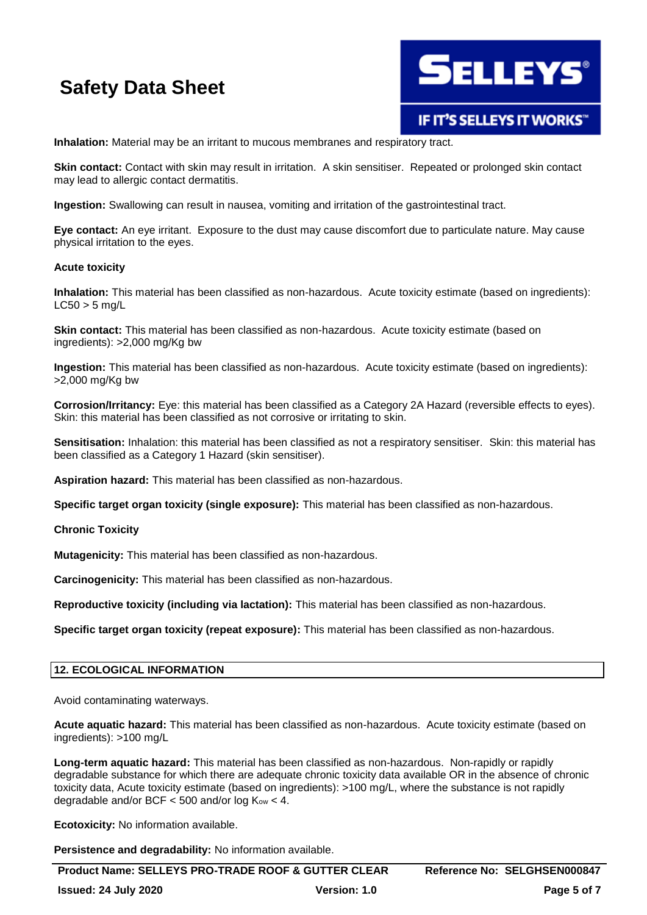**Inhalation:** Material may be an irritant to mucous membranes and respiratory tract.

**Skin contact:** Contact with skin may result in irritation. A skin sensitiser. Repeated or prolonged skin contact may lead to allergic contact dermatitis.

**Ingestion:** Swallowing can result in nausea, vomiting and irritation of the gastrointestinal tract.

**Eye contact:** An eye irritant. Exposure to the dust may cause discomfort due to particulate nature. May cause physical irritation to the eyes.

**Acute toxicity**

**Inhalation:** This material has been classified as non-hazardous. Acute toxicity estimate (based on ingredients): LC50 > 5 mg/L

**Skin contact:** This material has been classified as non-hazardous. Acute toxicity estimate (based on ingredients): >2,000 mg/Kg bw

**Ingestion:** This material has been classified as non-hazardous. Acute toxicity estimate (based on ingredients): >2,000 mg/Kg bw

**Corrosion/Irritancy:** Eye: this material has been classified as a Category 2A Hazard (reversible effects to eyes). Skin: this material has been classified as not corrosive or irritating to skin.

**Sensitisation:** Inhalation: this material has been classified as not a respiratory sensitiser. Skin: this material has been classified as a Category 1 Hazard (skin sensitiser).

**Aspiration hazard:** This material has been classified as non-hazardous.

**Specific target organ toxicity (single exposure):** This material has been classified as non-hazardous.

**Chronic Toxicity**

**Mutagenicity:** This material has been classified as non-hazardous.

**Carcinogenicity:** This material has been classified as non-hazardous.

**Reproductive toxicity (including via lactation):** This material has been classified as non-hazardous.

**Specific target organ toxicity (repeat exposure):** This material has been classified as non-hazardous.

## 12. ECOLOGICAL INFORMATION

Avoid contaminating waterways.

**Acute aquatic hazard:** This material has been classified as non-hazardous. Acute toxicity estimate (based on ingredients): >100 mg/L

**Long-term aquatic hazard:** This material has been classified as non-hazardous. Non-rapidly or rapidly degradable substance for which there are adequate chronic toxicity data available OR in the absence of chronic toxicity data, Acute toxicity estimate (based on ingredients): >100 mg/L, where the substance is not rapidly degradable and/or BCF < 500 and/or log $K_{ow}$ < 4.

**Ecotoxicity:** No information available.

**Persistence and degradability:** No information available.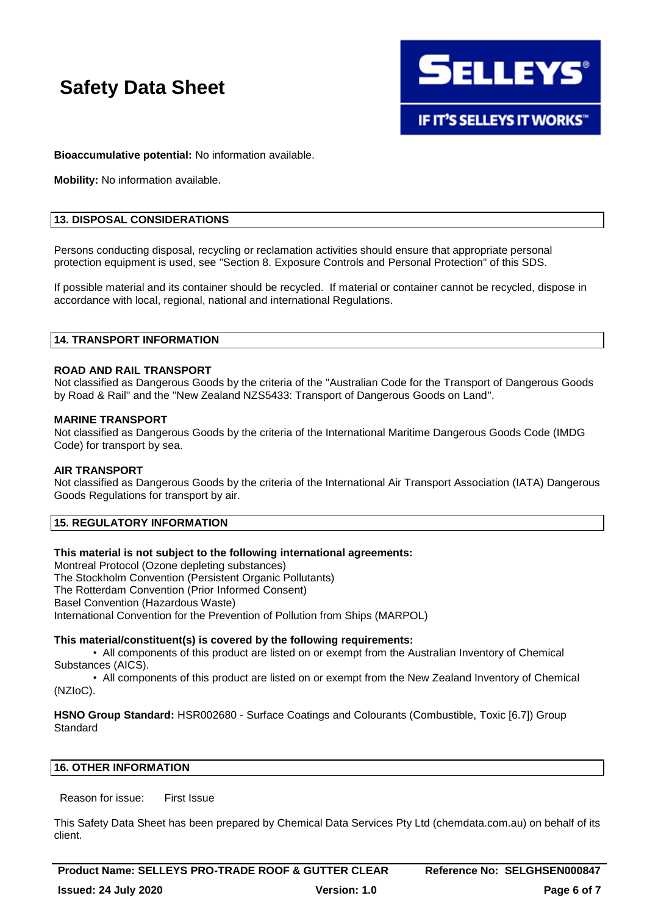**Bioaccumulative potential:** No information available.

**Mobility:** No information available.

## 13. DISPOSAL CONSIDERATIONS

Persons conducting disposal, recycling or reclamation activities should ensure that appropriate personal protection equipment is used, see "Section 8. Exposure Controls and Personal Protection" of this SDS.

If possible material and its container should be recycled. If material or container cannot be recycled, dispose in accordance with local, regional, national and international Regulations.

## 14. TRANSPORT INFORMATION

**ROAD AND RAIL TRANSPORT**
Not classified as Dangerous Goods by the criteria of the "Australian Code for the Transport of Dangerous Goods by Road & Rail" and the "New Zealand NZS5433: Transport of Dangerous Goods on Land".

**MARINE TRANSPORT**
Not classified as Dangerous Goods by the criteria of the International Maritime Dangerous Goods Code (IMDG Code) for transport by sea.

**AIR TRANSPORT**
Not classified as Dangerous Goods by the criteria of the International Air Transport Association (IATA) Dangerous Goods Regulations for transport by air.

## 15. REGULATORY INFORMATION

**This material is not subject to the following international agreements:**
Montreal Protocol (Ozone depleting substances)
The Stockholm Convention (Persistent Organic Pollutants)
The Rotterdam Convention (Prior Informed Consent)
Basel Convention (Hazardous Waste)
International Convention for the Prevention of Pollution from Ships (MARPOL)

**This material/constituent(s) is covered by the following requirements:**

- All components of this product are listed on or exempt from the Australian Inventory of Chemical Substances (AICS).
- All components of this product are listed on or exempt from the New Zealand Inventory of Chemical (NZIoC).

**HSNO Group Standard:** HSR002680 - Surface Coatings and Colourants (Combustible, Toxic [6.7]) Group Standard

## 16. OTHER INFORMATION

Reason for issue: First Issue

This Safety Data Sheet has been prepared by Chemical Data Services Pty Ltd (chemdata.com.au) on behalf of its client.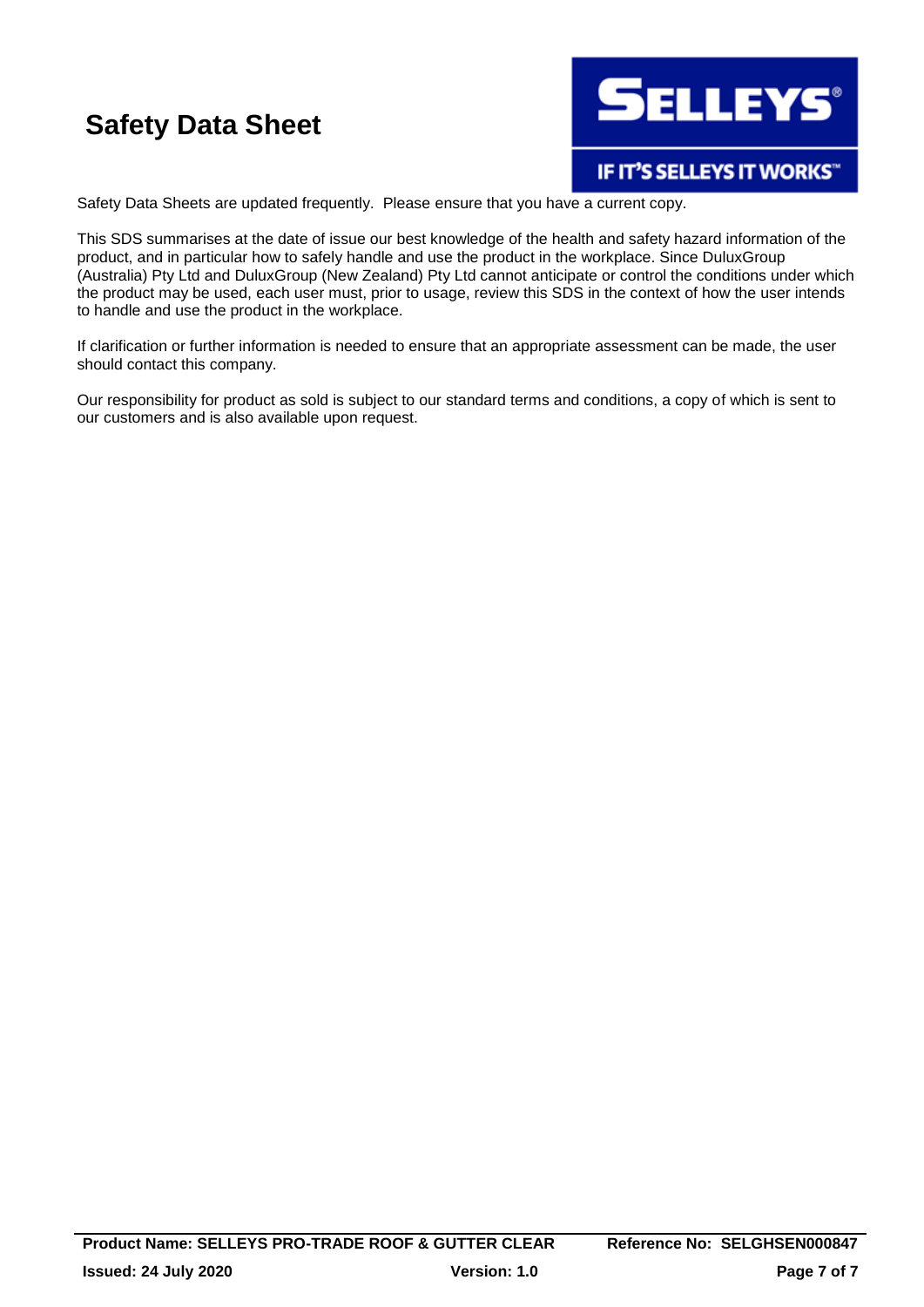# Safety Data Sheet

SELLEYS®

IF IT'S SELLEYS IT WORKS™

Safety Data Sheets are updated frequently. Please ensure that you have a current copy.

This SDS summarises at the date of issue our best knowledge of the health and safety hazard information of the product, and in particular how to safely handle and use the product in the workplace. Since DuluxGroup (Australia) Pty Ltd and DuluxGroup (New Zealand) Pty Ltd cannot anticipate or control the conditions under which the product may be used, each user must, prior to usage, review this SDS in the context of how the user intends to handle and use the product in the workplace.

If clarification or further information is needed to ensure that an appropriate assessment can be made, the user should contact this company.

Our responsibility for product as sold is subject to our standard terms and conditions, a copy of which is sent to our customers and is also available upon request.